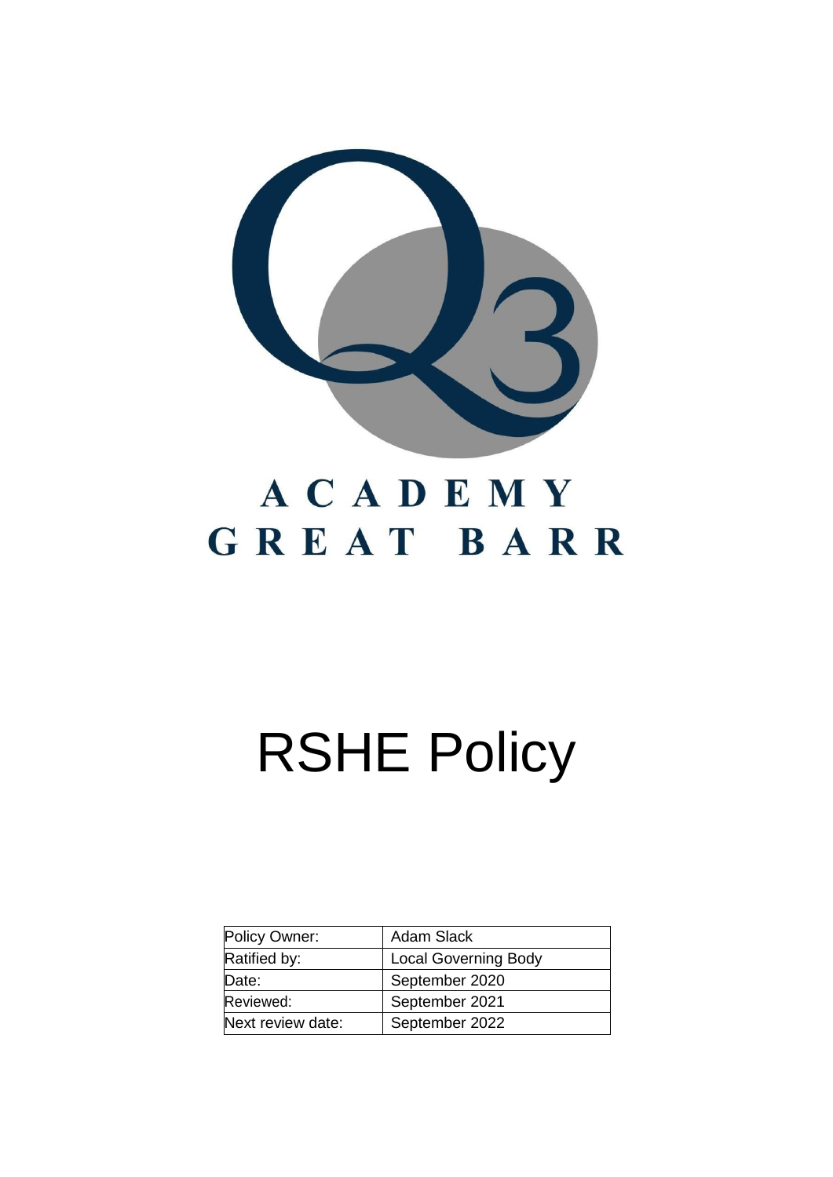ACADEMY
GREAT BARR

# RSHE Policy

| Policy Owner: | Adam Slack |
| --- | --- |
| Ratified by: | Local Governing Body |
| Date: | September 2020 |
| Reviewed: | September 2021 |
| Next review date: | September 2022 |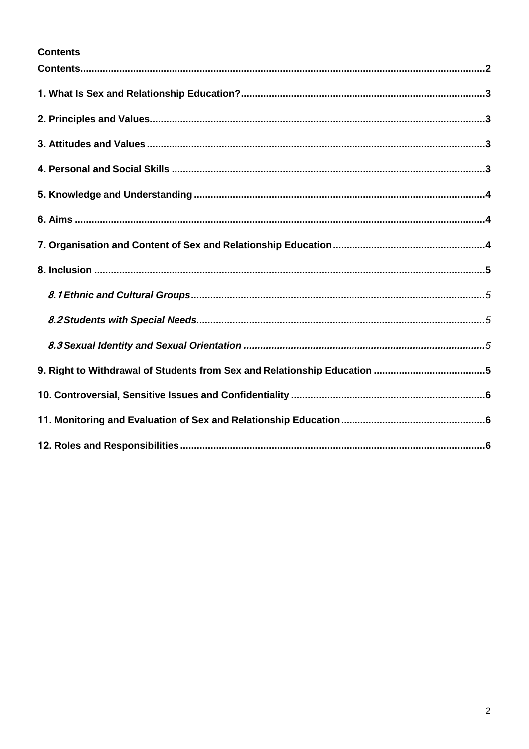**Contents**

**Contents......................................................................................................................2**

**1. What Is Sex and Relationship Education?.......................................................................3**

**2. Principles and Values.......................................................................................................3**

**3. Attitudes and Values........................................................................................................3**

**4. Personal and Social Skills ...............................................................................................3**

**5. Knowledge and Understanding .......................................................................................4**

**6. Aims ..................................................................................................................................4**

**7. Organisation and Content of Sex and Relationship Education......................................4**

**8. Inclusion ...........................................................................................................................5**

*8.1 Ethnic and Cultural Groups........................................................................................5*

*8.2 Students with Special Needs......................................................................................5*

*8.3 Sexual Identity and Sexual Orientation ......................................................................5*

**9. Right to Withdrawal of Students from Sex and Relationship Education ........................5**

**10. Controversial, Sensitive Issues and Confidentiality .....................................................6**

**11. Monitoring and Evaluation of Sex and Relationship Education...................................6**

**12. Roles and Responsibilities............................................................................................6**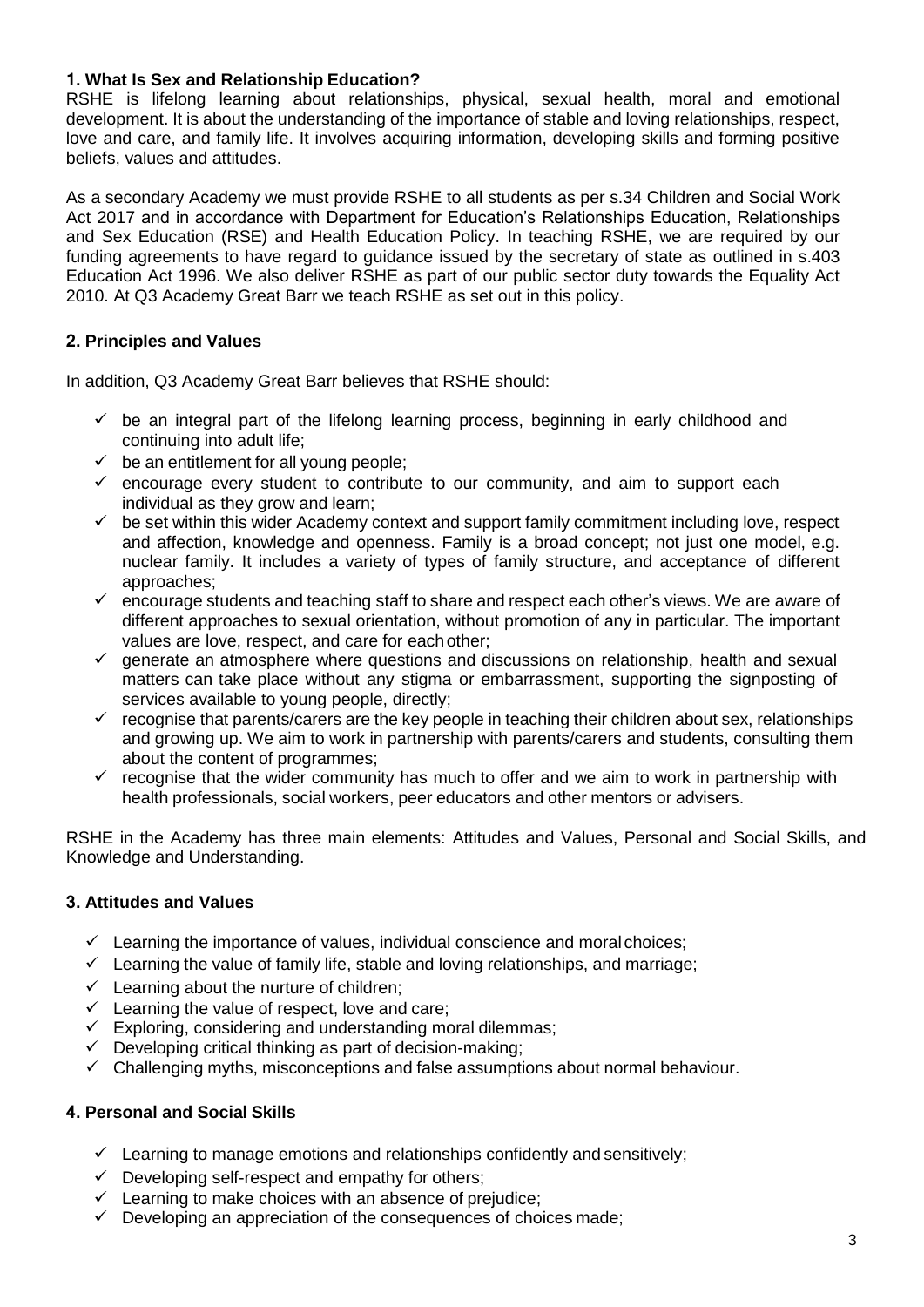## 1. What Is Sex and Relationship Education?

RSHE is lifelong learning about relationships, physical, sexual health, moral and emotional development. It is about the understanding of the importance of stable and loving relationships, respect, love and care, and family life. It involves acquiring information, developing skills and forming positive beliefs, values and attitudes.

As a secondary Academy we must provide RSHE to all students as per s.34 Children and Social Work Act 2017 and in accordance with Department for Education's Relationships Education, Relationships and Sex Education (RSE) and Health Education Policy. In teaching RSHE, we are required by our funding agreements to have regard to guidance issued by the secretary of state as outlined in s.403 Education Act 1996. We also deliver RSHE as part of our public sector duty towards the Equality Act 2010. At Q3 Academy Great Barr we teach RSHE as set out in this policy.

## 2. Principles and Values

In addition, Q3 Academy Great Barr believes that RSHE should:

- ✓ be an integral part of the lifelong learning process, beginning in early childhood and continuing into adult life;
- ✓ be an entitlement for all young people;
- ✓ encourage every student to contribute to our community, and aim to support each individual as they grow and learn;
- ✓ be set within this wider Academy context and support family commitment including love, respect and affection, knowledge and openness. Family is a broad concept; not just one model, e.g. nuclear family. It includes a variety of types of family structure, and acceptance of different approaches;
- ✓ encourage students and teaching staff to share and respect each other's views. We are aware of different approaches to sexual orientation, without promotion of any in particular. The important values are love, respect, and care for each other;
- ✓ generate an atmosphere where questions and discussions on relationship, health and sexual matters can take place without any stigma or embarrassment, supporting the signposting of services available to young people, directly;
- ✓ recognise that parents/carers are the key people in teaching their children about sex, relationships and growing up. We aim to work in partnership with parents/carers and students, consulting them about the content of programmes;
- ✓ recognise that the wider community has much to offer and we aim to work in partnership with health professionals, social workers, peer educators and other mentors or advisers.

RSHE in the Academy has three main elements: Attitudes and Values, Personal and Social Skills, and Knowledge and Understanding.

## 3. Attitudes and Values

- ✓ Learning the importance of values, individual conscience and moral choices;
- ✓ Learning the value of family life, stable and loving relationships, and marriage;
- ✓ Learning about the nurture of children;
- ✓ Learning the value of respect, love and care;
- ✓ Exploring, considering and understanding moral dilemmas;
- ✓ Developing critical thinking as part of decision-making;
- ✓ Challenging myths, misconceptions and false assumptions about normal behaviour.

## 4. Personal and Social Skills

- ✓ Learning to manage emotions and relationships confidently and sensitively;
- ✓ Developing self-respect and empathy for others;
- ✓ Learning to make choices with an absence of prejudice;
- ✓ Developing an appreciation of the consequences of choices made;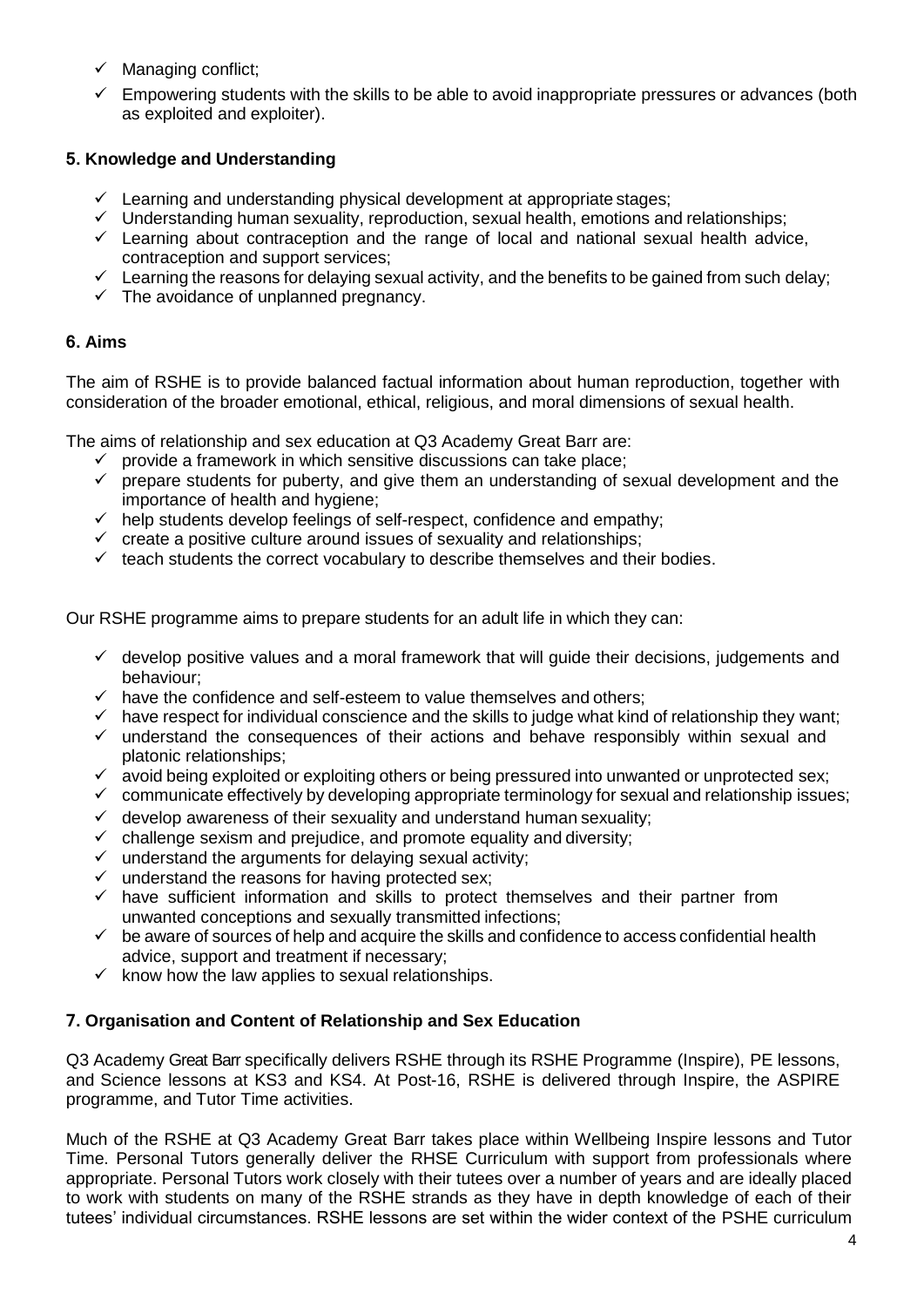- ✓ Managing conflict;
- ✓ Empowering students with the skills to be able to avoid inappropriate pressures or advances (both as exploited and exploiter).

### 5. Knowledge and Understanding

- ✓ Learning and understanding physical development at appropriate stages;
- ✓ Understanding human sexuality, reproduction, sexual health, emotions and relationships;
- ✓ Learning about contraception and the range of local and national sexual health advice, contraception and support services;
- ✓ Learning the reasons for delaying sexual activity, and the benefits to be gained from such delay;
- ✓ The avoidance of unplanned pregnancy.

### 6. Aims

The aim of RSHE is to provide balanced factual information about human reproduction, together with consideration of the broader emotional, ethical, religious, and moral dimensions of sexual health.

The aims of relationship and sex education at Q3 Academy Great Barr are:

- ✓ provide a framework in which sensitive discussions can take place;
- ✓ prepare students for puberty, and give them an understanding of sexual development and the importance of health and hygiene;
- ✓ help students develop feelings of self-respect, confidence and empathy;
- ✓ create a positive culture around issues of sexuality and relationships;
- ✓ teach students the correct vocabulary to describe themselves and their bodies.

Our RSHE programme aims to prepare students for an adult life in which they can:

- ✓ develop positive values and a moral framework that will guide their decisions, judgements and behaviour;
- ✓ have the confidence and self-esteem to value themselves and others;
- ✓ have respect for individual conscience and the skills to judge what kind of relationship they want;
- ✓ understand the consequences of their actions and behave responsibly within sexual and platonic relationships;
- ✓ avoid being exploited or exploiting others or being pressured into unwanted or unprotected sex;
- ✓ communicate effectively by developing appropriate terminology for sexual and relationship issues;
- ✓ develop awareness of their sexuality and understand human sexuality;
- ✓ challenge sexism and prejudice, and promote equality and diversity;
- ✓ understand the arguments for delaying sexual activity;
- ✓ understand the reasons for having protected sex;
- ✓ have sufficient information and skills to protect themselves and their partner from unwanted conceptions and sexually transmitted infections;
- ✓ be aware of sources of help and acquire the skills and confidence to access confidential health advice, support and treatment if necessary;
- ✓ know how the law applies to sexual relationships.

### 7. Organisation and Content of Relationship and Sex Education

Q3 Academy Great Barr specifically delivers RSHE through its RSHE Programme (Inspire), PE lessons, and Science lessons at KS3 and KS4. At Post-16, RSHE is delivered through Inspire, the ASPIRE programme, and Tutor Time activities.

Much of the RSHE at Q3 Academy Great Barr takes place within Wellbeing Inspire lessons and Tutor Time. Personal Tutors generally deliver the RHSE Curriculum with support from professionals where appropriate. Personal Tutors work closely with their tutees over a number of years and are ideally placed to work with students on many of the RSHE strands as they have in depth knowledge of each of their tutees' individual circumstances. RSHE lessons are set within the wider context of the PSHE curriculum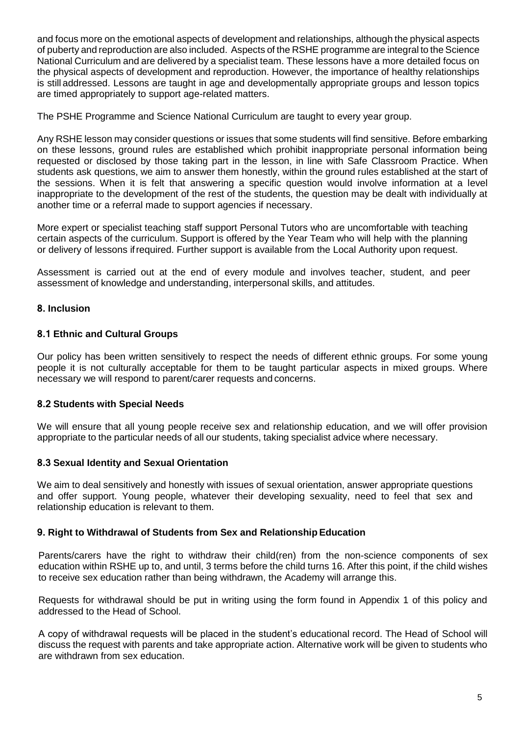and focus more on the emotional aspects of development and relationships, although the physical aspects of puberty and reproduction are also included. Aspects of the RSHE programme are integral to the Science National Curriculum and are delivered by a specialist team. These lessons have a more detailed focus on the physical aspects of development and reproduction. However, the importance of healthy relationships is still addressed. Lessons are taught in age and developmentally appropriate groups and lesson topics are timed appropriately to support age-related matters.

The PSHE Programme and Science National Curriculum are taught to every year group.

Any RSHE lesson may consider questions or issues that some students will find sensitive. Before embarking on these lessons, ground rules are established which prohibit inappropriate personal information being requested or disclosed by those taking part in the lesson, in line with Safe Classroom Practice. When students ask questions, we aim to answer them honestly, within the ground rules established at the start of the sessions. When it is felt that answering a specific question would involve information at a level inappropriate to the development of the rest of the students, the question may be dealt with individually at another time or a referral made to support agencies if necessary.

More expert or specialist teaching staff support Personal Tutors who are uncomfortable with teaching certain aspects of the curriculum. Support is offered by the Year Team who will help with the planning or delivery of lessons if required. Further support is available from the Local Authority upon request.

Assessment is carried out at the end of every module and involves teacher, student, and peer assessment of knowledge and understanding, interpersonal skills, and attitudes.

## 8. Inclusion

### 8.1 Ethnic and Cultural Groups

Our policy has been written sensitively to respect the needs of different ethnic groups. For some young people it is not culturally acceptable for them to be taught particular aspects in mixed groups. Where necessary we will respond to parent/carer requests and concerns.

### 8.2 Students with Special Needs

We will ensure that all young people receive sex and relationship education, and we will offer provision appropriate to the particular needs of all our students, taking specialist advice where necessary.

### 8.3 Sexual Identity and Sexual Orientation

We aim to deal sensitively and honestly with issues of sexual orientation, answer appropriate questions and offer support. Young people, whatever their developing sexuality, need to feel that sex and relationship education is relevant to them.

## 9. Right to Withdrawal of Students from Sex and Relationship Education

Parents/carers have the right to withdraw their child(ren) from the non-science components of sex education within RSHE up to, and until, 3 terms before the child turns 16. After this point, if the child wishes to receive sex education rather than being withdrawn, the Academy will arrange this.

Requests for withdrawal should be put in writing using the form found in Appendix 1 of this policy and addressed to the Head of School.

A copy of withdrawal requests will be placed in the student's educational record. The Head of School will discuss the request with parents and take appropriate action. Alternative work will be given to students who are withdrawn from sex education.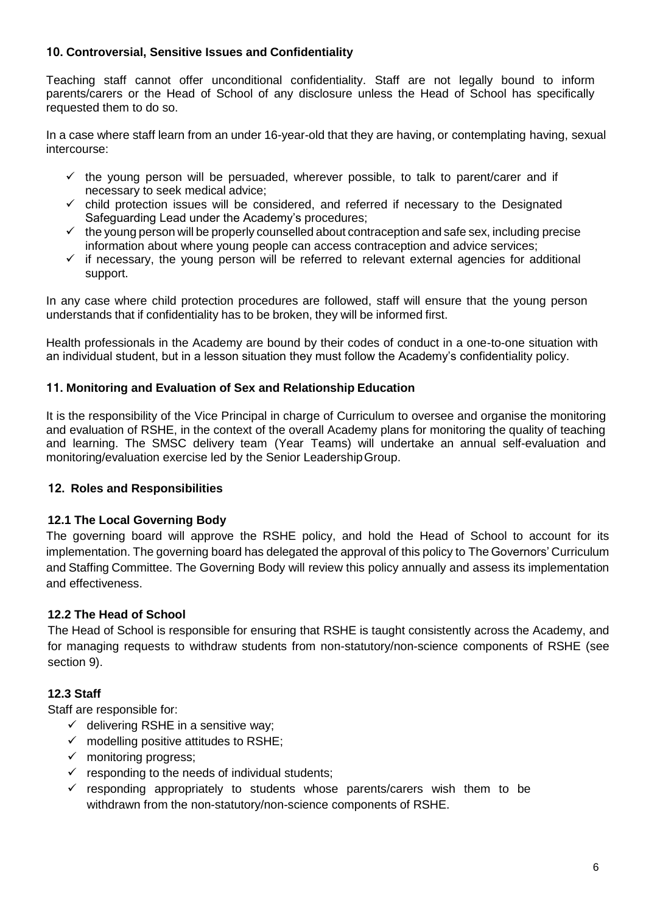## 10. Controversial, Sensitive Issues and Confidentiality

Teaching staff cannot offer unconditional confidentiality. Staff are not legally bound to inform parents/carers or the Head of School of any disclosure unless the Head of School has specifically requested them to do so.

In a case where staff learn from an under 16-year-old that they are having, or contemplating having, sexual intercourse:

- ✓ the young person will be persuaded, wherever possible, to talk to parent/carer and if necessary to seek medical advice;
- ✓ child protection issues will be considered, and referred if necessary to the Designated Safeguarding Lead under the Academy's procedures;
- ✓ the young person will be properly counselled about contraception and safe sex, including precise information about where young people can access contraception and advice services;
- ✓ if necessary, the young person will be referred to relevant external agencies for additional support.

In any case where child protection procedures are followed, staff will ensure that the young person understands that if confidentiality has to be broken, they will be informed first.

Health professionals in the Academy are bound by their codes of conduct in a one-to-one situation with an individual student, but in a lesson situation they must follow the Academy's confidentiality policy.

## 11. Monitoring and Evaluation of Sex and Relationship Education

It is the responsibility of the Vice Principal in charge of Curriculum to oversee and organise the monitoring and evaluation of RSHE, in the context of the overall Academy plans for monitoring the quality of teaching and learning. The SMSC delivery team (Year Teams) will undertake an annual self-evaluation and monitoring/evaluation exercise led by the Senior Leadership Group.

## 12. Roles and Responsibilities

### 12.1 The Local Governing Body

The governing board will approve the RSHE policy, and hold the Head of School to account for its implementation. The governing board has delegated the approval of this policy to The Governors' Curriculum and Staffing Committee. The Governing Body will review this policy annually and assess its implementation and effectiveness.

### 12.2 The Head of School

The Head of School is responsible for ensuring that RSHE is taught consistently across the Academy, and for managing requests to withdraw students from non-statutory/non-science components of RSHE (see section 9).

### 12.3 Staff

Staff are responsible for:

- ✓ delivering RSHE in a sensitive way;
- ✓ modelling positive attitudes to RSHE;
- ✓ monitoring progress;
- ✓ responding to the needs of individual students;
- ✓ responding appropriately to students whose parents/carers wish them to be withdrawn from the non-statutory/non-science components of RSHE.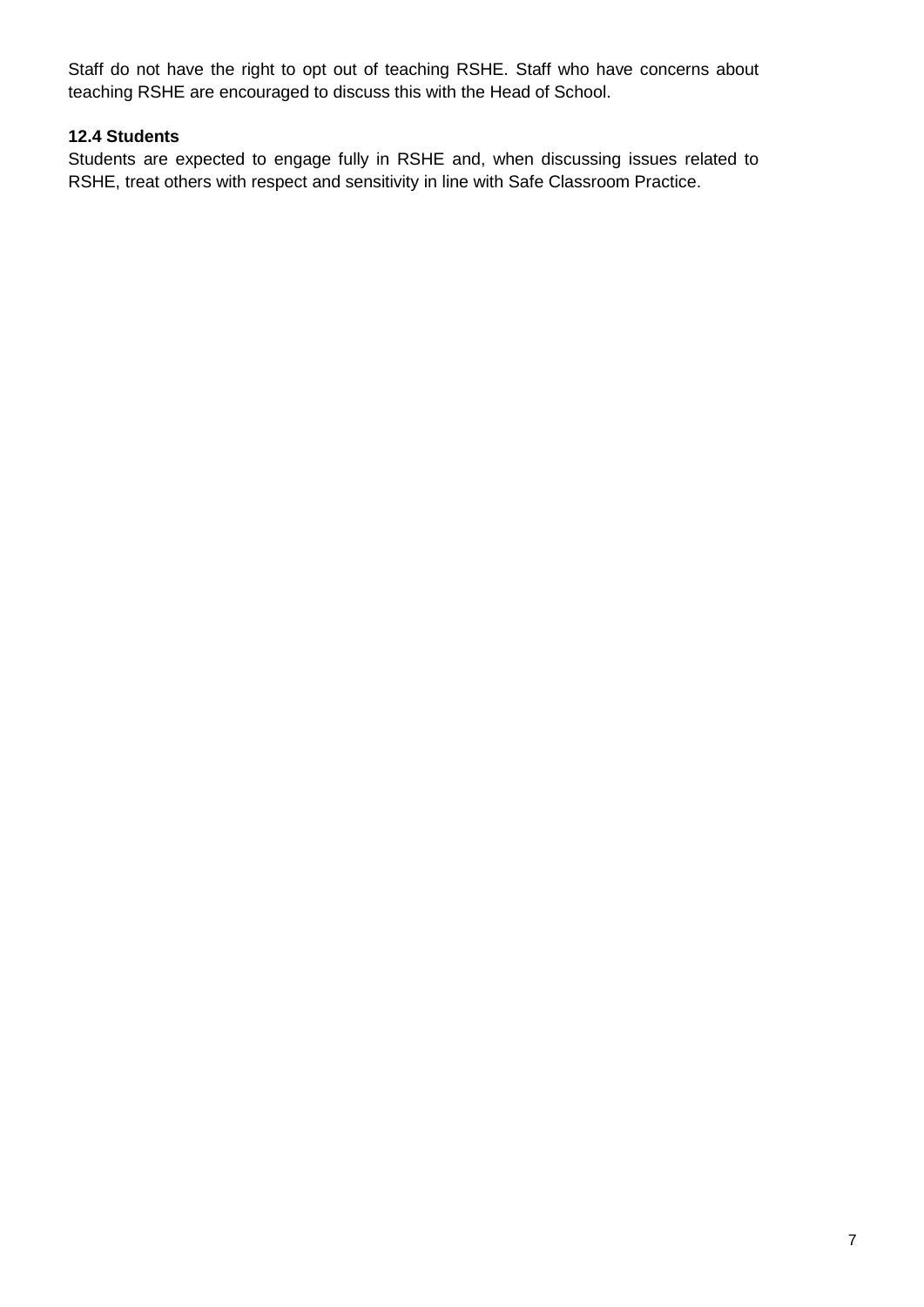Staff do not have the right to opt out of teaching RSHE. Staff who have concerns about teaching RSHE are encouraged to discuss this with the Head of School.

### 12.4 Students

Students are expected to engage fully in RSHE and, when discussing issues related to RSHE, treat others with respect and sensitivity in line with Safe Classroom Practice.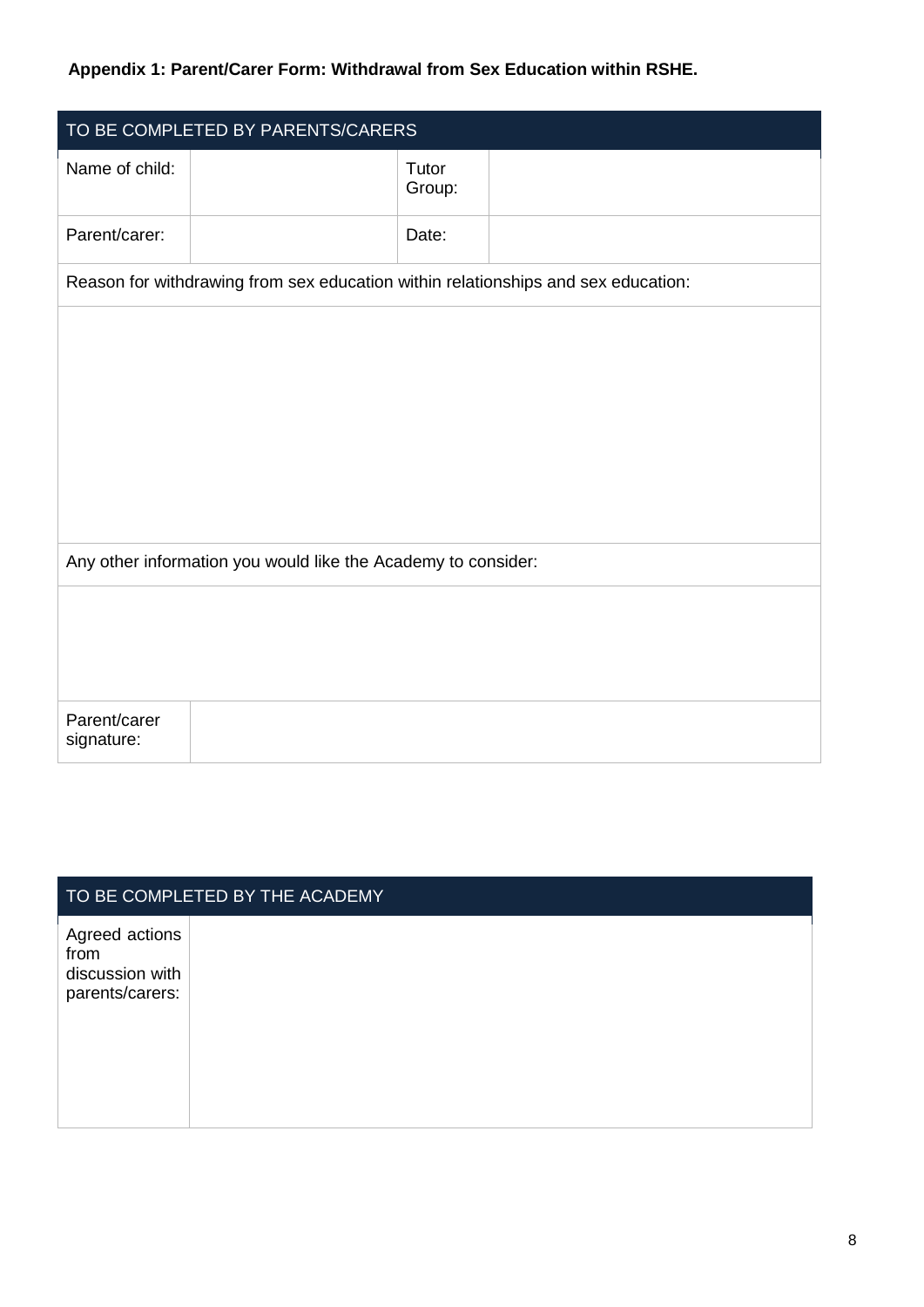**Appendix 1: Parent/Carer Form: Withdrawal from Sex Education within RSHE.**

| TO BE COMPLETED BY PARENTS/CARERS | | | |
|---|---|---|---|
| Name of child: | | Tutor Group: | |
| Parent/carer: | | Date: | |
| Reason for withdrawing from sex education within relationships and sex education: | | | |
| | | | |
| Any other information you would like the Academy to consider: | | | |
| | | | |
| Parent/carer signature: | | | |

| TO BE COMPLETED BY THE ACADEMY | |
|---|---|
| Agreed actions from discussion with parents/carers: | |